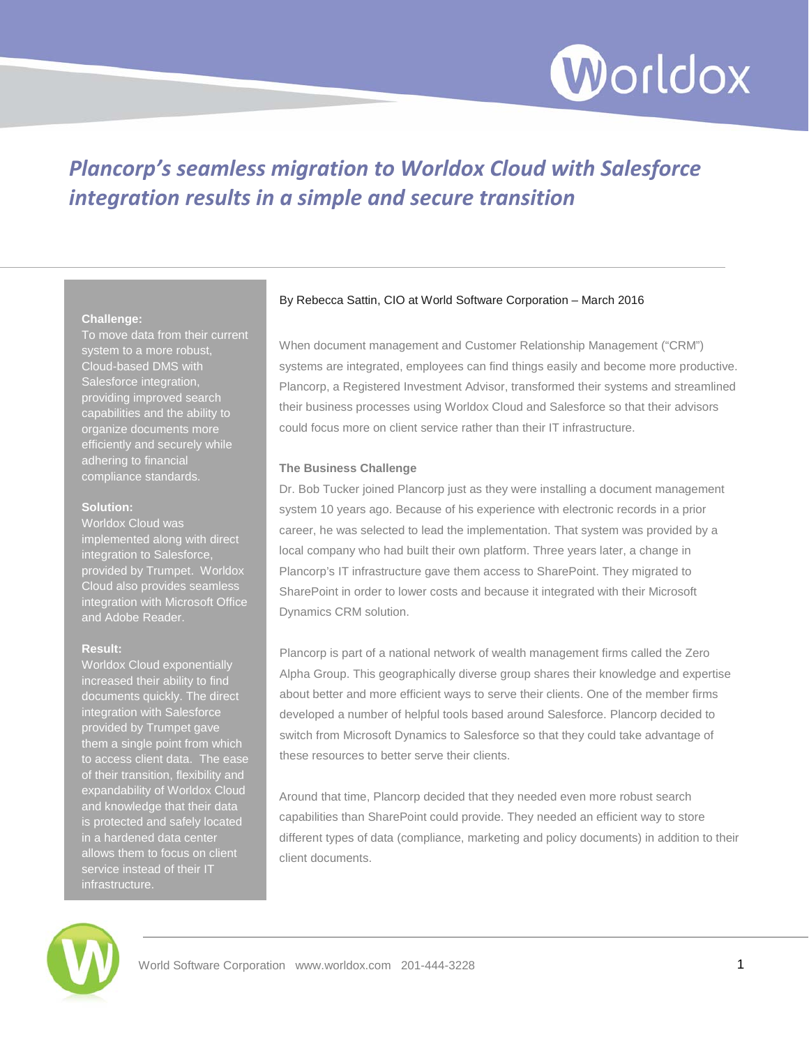# Plancorp's seamless migration to Worldox Cloud with Salesforce integration results in a simple and secure transition

**Challenge:**
To move data from their current system to a more robust, Cloud-based DMS with Salesforce integration, providing improved search capabilities and the ability to organize documents more efficiently and securely while adhering to financial compliance standards.

**Solution:**
Worldox Cloud was implemented along with direct integration to Salesforce, provided by Trumpet. Worldox Cloud also provides seamless integration with Microsoft Office and Adobe Reader.

**Result:**
Worldox Cloud exponentially increased their ability to find documents quickly. The direct integration with Salesforce provided by Trumpet gave them a single point from which to access client data. The ease of their transition, flexibility and expandability of Worldox Cloud and knowledge that their data is protected and safely located in a hardened data center allows them to focus on client service instead of their IT infrastructure.

By Rebecca Sattin, CIO at World Software Corporation – March 2016

When document management and Customer Relationship Management ("CRM") systems are integrated, employees can find things easily and become more productive. Plancorp, a Registered Investment Advisor, transformed their systems and streamlined their business processes using Worldox Cloud and Salesforce so that their advisors could focus more on client service rather than their IT infrastructure.

### The Business Challenge

Dr. Bob Tucker joined Plancorp just as they were installing a document management system 10 years ago. Because of his experience with electronic records in a prior career, he was selected to lead the implementation. That system was provided by a local company who had built their own platform. Three years later, a change in Plancorp's IT infrastructure gave them access to SharePoint. They migrated to SharePoint in order to lower costs and because it integrated with their Microsoft Dynamics CRM solution.

Plancorp is part of a national network of wealth management firms called the Zero Alpha Group. This geographically diverse group shares their knowledge and expertise about better and more efficient ways to serve their clients. One of the member firms developed a number of helpful tools based around Salesforce. Plancorp decided to switch from Microsoft Dynamics to Salesforce so that they could take advantage of these resources to better serve their clients.

Around that time, Plancorp decided that they needed even more robust search capabilities than SharePoint could provide. They needed an efficient way to store different types of data (compliance, marketing and policy documents) in addition to their client documents.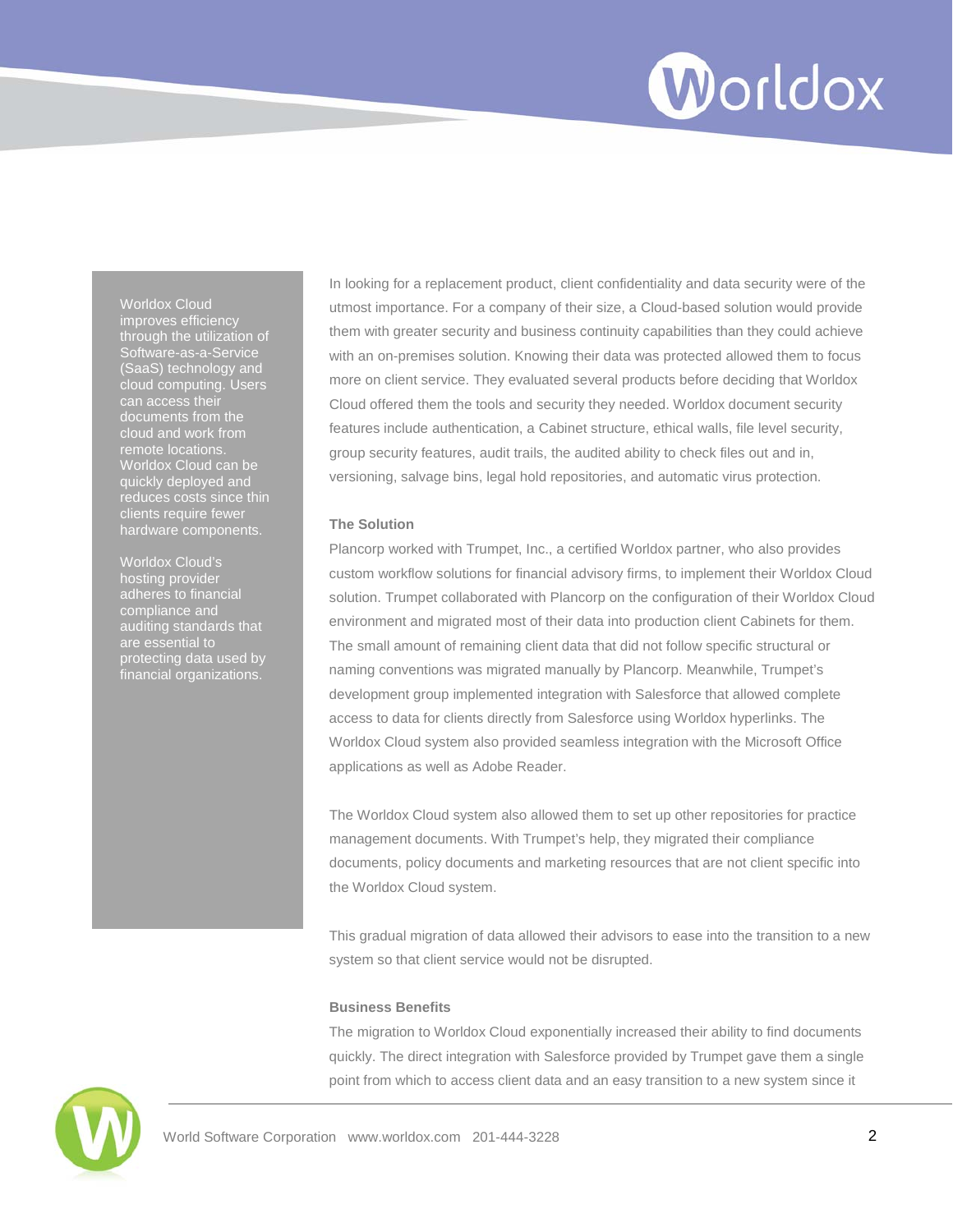Worldox Cloud improves efficiency through the utilization of Software-as-a-Service (SaaS) technology and cloud computing. Users can access their documents from the cloud and work from remote locations. Worldox Cloud can be quickly deployed and reduces costs since thin clients require fewer hardware components.

Worldox Cloud's hosting provider adheres to financial compliance and auditing standards that are essential to protecting data used by financial organizations.

In looking for a replacement product, client confidentiality and data security were of the utmost importance. For a company of their size, a Cloud-based solution would provide them with greater security and business continuity capabilities than they could achieve with an on-premises solution. Knowing their data was protected allowed them to focus more on client service. They evaluated several products before deciding that Worldox Cloud offered them the tools and security they needed. Worldox document security features include authentication, a Cabinet structure, ethical walls, file level security, group security features, audit trails, the audited ability to check files out and in, versioning, salvage bins, legal hold repositories, and automatic virus protection.

### The Solution

Plancorp worked with Trumpet, Inc., a certified Worldox partner, who also provides custom workflow solutions for financial advisory firms, to implement their Worldox Cloud solution. Trumpet collaborated with Plancorp on the configuration of their Worldox Cloud environment and migrated most of their data into production client Cabinets for them. The small amount of remaining client data that did not follow specific structural or naming conventions was migrated manually by Plancorp. Meanwhile, Trumpet's development group implemented integration with Salesforce that allowed complete access to data for clients directly from Salesforce using Worldox hyperlinks. The Worldox Cloud system also provided seamless integration with the Microsoft Office applications as well as Adobe Reader.

The Worldox Cloud system also allowed them to set up other repositories for practice management documents. With Trumpet's help, they migrated their compliance documents, policy documents and marketing resources that are not client specific into the Worldox Cloud system.

This gradual migration of data allowed their advisors to ease into the transition to a new system so that client service would not be disrupted.

### Business Benefits

The migration to Worldox Cloud exponentially increased their ability to find documents quickly. The direct integration with Salesforce provided by Trumpet gave them a single point from which to access client data and an easy transition to a new system since it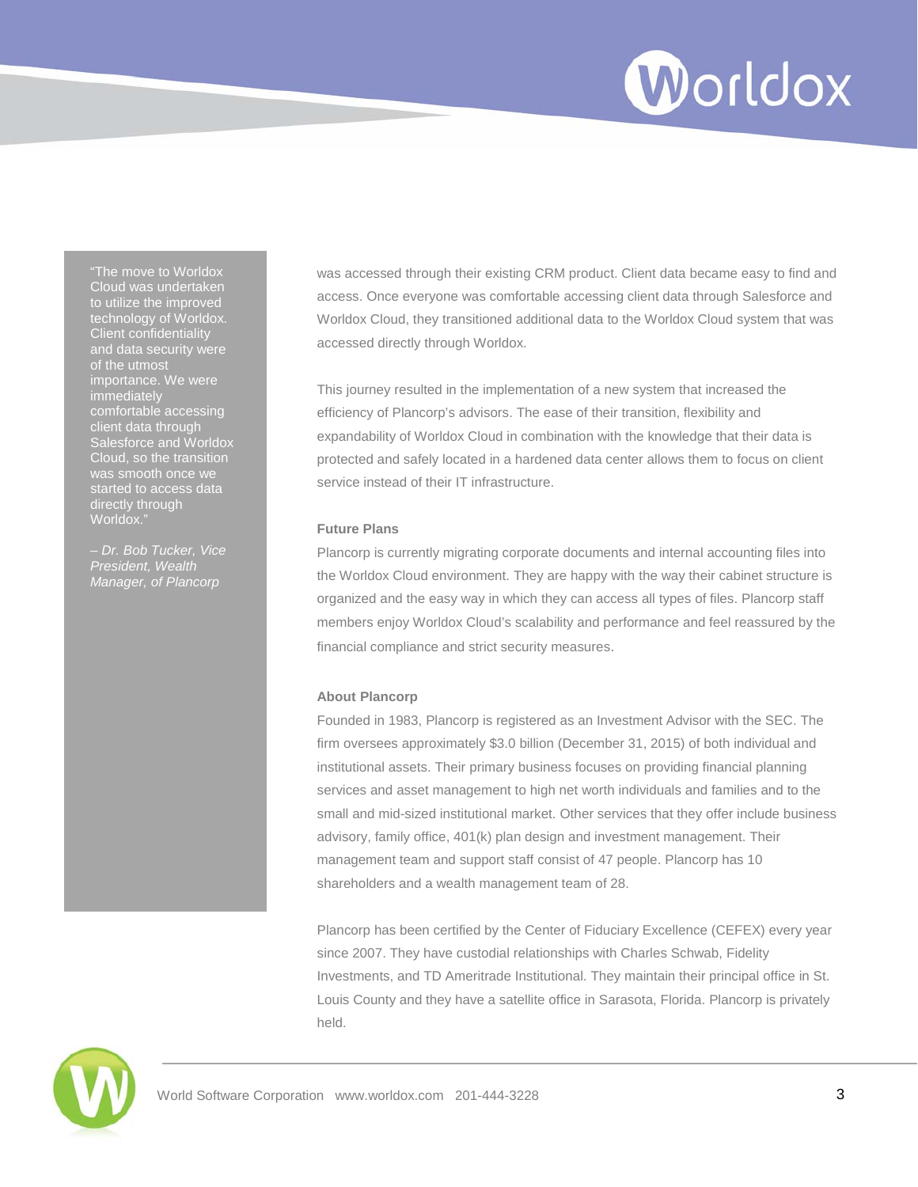> "The move to Worldox Cloud was undertaken to utilize the improved technology of Worldox. Client confidentiality and data security were of the utmost importance. We were immediately comfortable accessing client data through Salesforce and Worldox Cloud, so the transition was smooth once we started to access data directly through Worldox."
>
> *– Dr. Bob Tucker, Vice President, Wealth Manager, of Plancorp*

was accessed through their existing CRM product. Client data became easy to find and access. Once everyone was comfortable accessing client data through Salesforce and Worldox Cloud, they transitioned additional data to the Worldox Cloud system that was accessed directly through Worldox.

This journey resulted in the implementation of a new system that increased the efficiency of Plancorp's advisors. The ease of their transition, flexibility and expandability of Worldox Cloud in combination with the knowledge that their data is protected and safely located in a hardened data center allows them to focus on client service instead of their IT infrastructure.

**Future Plans**

Plancorp is currently migrating corporate documents and internal accounting files into the Worldox Cloud environment. They are happy with the way their cabinet structure is organized and the easy way in which they can access all types of files. Plancorp staff members enjoy Worldox Cloud's scalability and performance and feel reassured by the financial compliance and strict security measures.

**About Plancorp**

Founded in 1983, Plancorp is registered as an Investment Advisor with the SEC. The firm oversees approximately $3.0 billion (December 31, 2015) of both individual and institutional assets. Their primary business focuses on providing financial planning services and asset management to high net worth individuals and families and to the small and mid-sized institutional market. Other services that they offer include business advisory, family office, 401(k) plan design and investment management. Their management team and support staff consist of 47 people. Plancorp has 10 shareholders and a wealth management team of 28.

Plancorp has been certified by the Center of Fiduciary Excellence (CEFEX) every year since 2007. They have custodial relationships with Charles Schwab, Fidelity Investments, and TD Ameritrade Institutional. They maintain their principal office in St. Louis County and they have a satellite office in Sarasota, Florida. Plancorp is privately held.

World Software Corporation www.worldox.com 201-444-3228